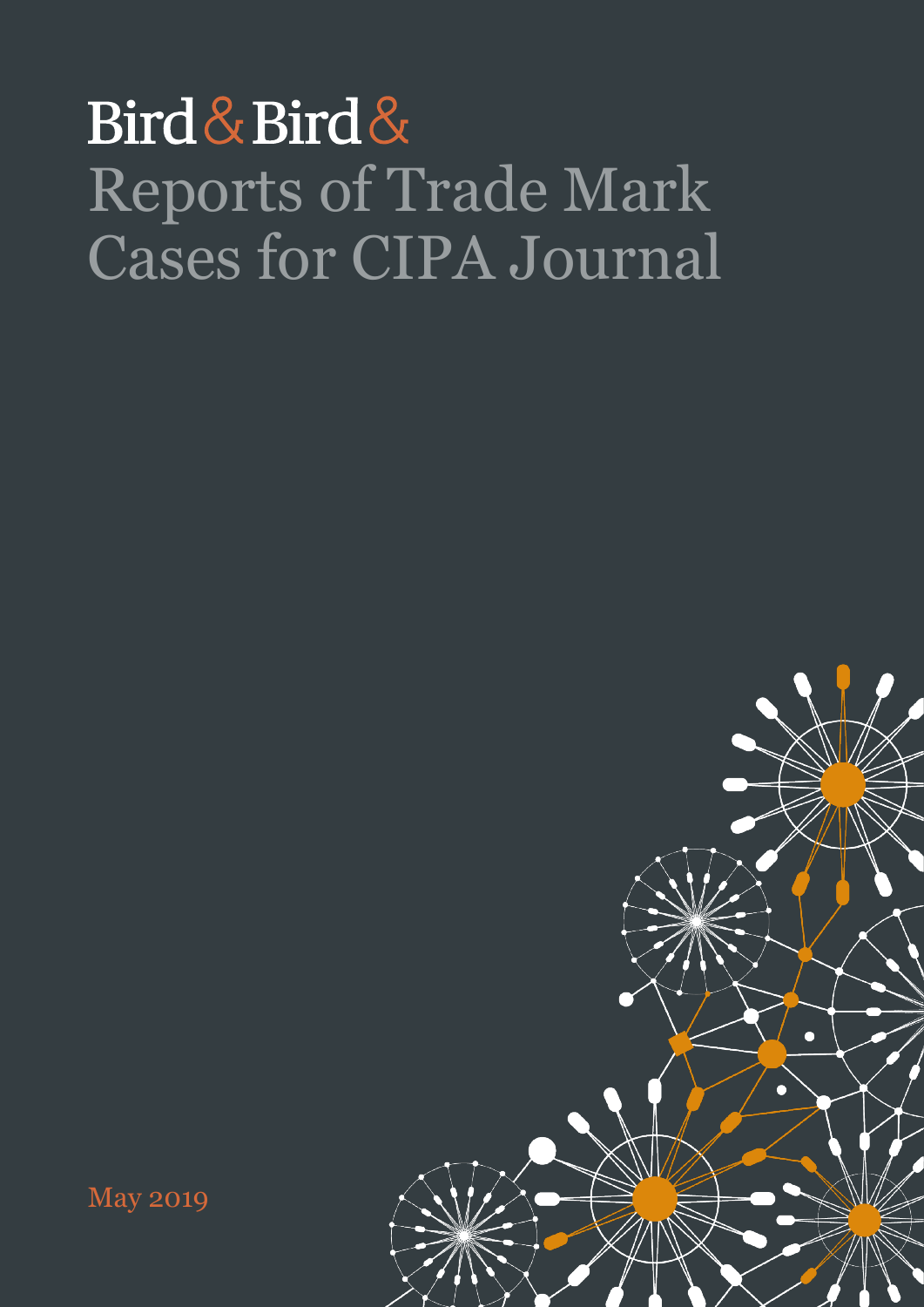Bird & Bird &

# Reports of Trade Mark Cases for CIPA Journal

May 2019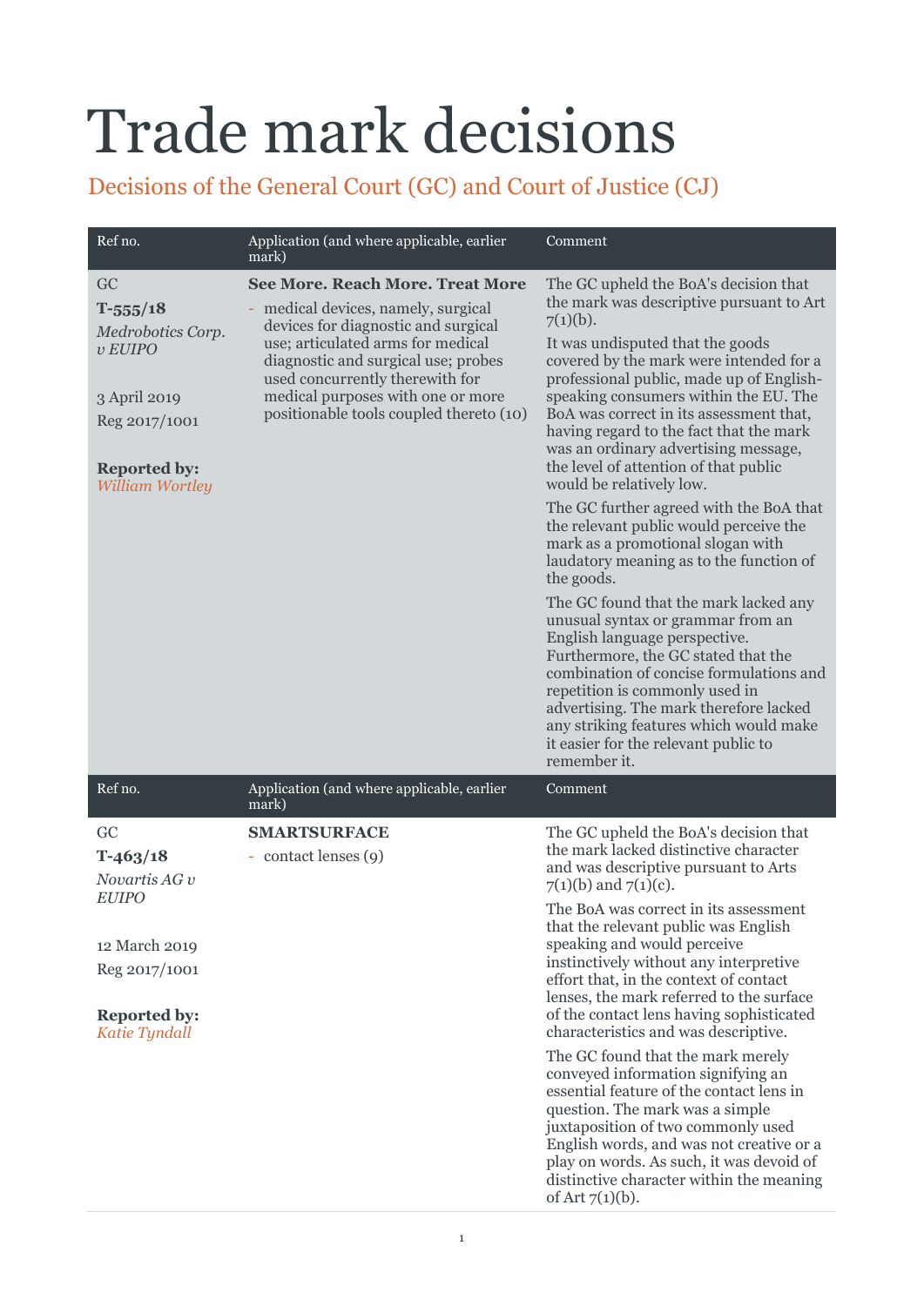# Trade mark decisions

## Decisions of the General Court (GC) and Court of Justice (CJ)

| Ref no. | Application (and where applicable, earlier mark) | Comment |
| --- | --- | --- |
| GC<br>**T-555/18**<br>*Medrobotics Corp. v EUIPO*<br><br>3 April 2019<br>Reg 2017/1001<br><br>**Reported by:**<br>*William Wortley* | **See More. Reach More. Treat More**<br>- medical devices, namely, surgical devices for diagnostic and surgical use; articulated arms for medical diagnostic and surgical use; probes used concurrently therewith for medical purposes with one or more positionable tools coupled thereto (10) | The GC upheld the BoA's decision that the mark was descriptive pursuant to Art 7(1)(b).<br><br>It was undisputed that the goods covered by the mark were intended for a professional public, made up of English-speaking consumers within the EU. The BoA was correct in its assessment that, having regard to the fact that the mark was an ordinary advertising message, the level of attention of that public would be relatively low.<br><br>The GC further agreed with the BoA that the relevant public would perceive the mark as a promotional slogan with laudatory meaning as to the function of the goods.<br><br>The GC found that the mark lacked any unusual syntax or grammar from an English language perspective. Furthermore, the GC stated that the combination of concise formulations and repetition is commonly used in advertising. The mark therefore lacked any striking features which would make it easier for the relevant public to remember it. |

| Ref no. | Application (and where applicable, earlier mark) | Comment |
| --- | --- | --- |
| GC<br>**T-463/18**<br>*Novartis AG v EUIPO*<br><br>12 March 2019<br>Reg 2017/1001<br><br>**Reported by:**<br>*Katie Tyndall* | **SMARTSURFACE**<br>- contact lenses (9) | The GC upheld the BoA's decision that the mark lacked distinctive character and was descriptive pursuant to Arts 7(1)(b) and 7(1)(c).<br><br>The BoA was correct in its assessment that the relevant public was English speaking and would perceive instinctively without any interpretive effort that, in the context of contact lenses, the mark referred to the surface of the contact lens having sophisticated characteristics and was descriptive.<br><br>The GC found that the mark merely conveyed information signifying an essential feature of the contact lens in question. The mark was a simple juxtaposition of two commonly used English words, and was not creative or a play on words. As such, it was devoid of distinctive character within the meaning of Art 7(1)(b). |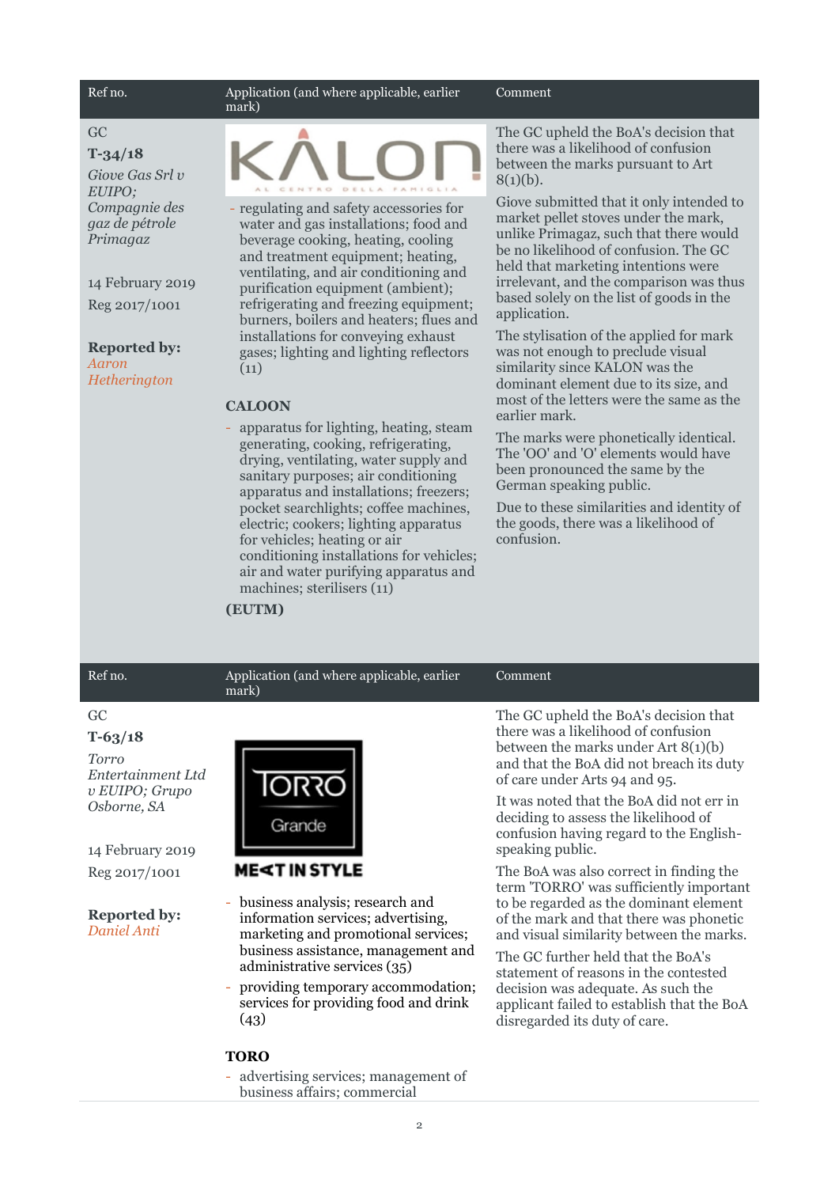| Ref no. | Application (and where applicable, earlier mark) | Comment |
| --- | --- | --- |
| GC<br>**T-34/18**<br>*Giove Gas Srl v EUIPO; Compagnie des gaz de pétrole Primagaz*<br><br>14 February 2019<br>Reg 2017/1001<br><br>**Reported by:** *Aaron Hetherington* | KALON AL CENTRO DELLA FAMIGLIA<br>- regulating and safety accessories for water and gas installations; food and beverage cooking, heating, cooling and treatment equipment; heating, ventilating, and air conditioning and purification equipment (ambient); refrigerating and freezing equipment; burners, boilers and heaters; flues and installations for conveying exhaust gases; lighting and lighting reflectors (11)<br><br>**CALOON**<br>- apparatus for lighting, heating, steam generating, cooking, refrigerating, drying, ventilating, water supply and sanitary purposes; air conditioning apparatus and installations; freezers; pocket searchlights; coffee machines, electric; cookers; lighting apparatus for vehicles; heating or air conditioning installations for vehicles; air and water purifying apparatus and machines; sterilisers (11)<br><br>**(EUTM)** | The GC upheld the BoA's decision that there was a likelihood of confusion between the marks pursuant to Art 8(1)(b).<br><br>Giove submitted that it only intended to market pellet stoves under the mark, unlike Primagaz, such that there would be no likelihood of confusion. The GC held that marketing intentions were irrelevant, and the comparison was thus based solely on the list of goods in the application.<br><br>The stylisation of the applied for mark was not enough to preclude visual similarity since KALON was the dominant element due to its size, and most of the letters were the same as the earlier mark.<br><br>The marks were phonetically identical. The 'OO' and 'O' elements would have been pronounced the same by the German speaking public.<br><br>Due to these similarities and identity of the goods, there was a likelihood of confusion. |

| Ref no. | Application (and where applicable, earlier mark) | Comment |
| --- | --- | --- |
| GC<br>**T-63/18**<br>*Torro Entertainment Ltd v EUIPO; Grupo Osborne, SA*<br><br>14 February 2019<br>Reg 2017/1001<br><br>**Reported by:** *Daniel Anti* | TORRO Grande<br>MEAT IN STYLE<br>- business analysis; research and information services; advertising, marketing and promotional services; business assistance, management and administrative services (35)<br>- providing temporary accommodation; services for providing food and drink (43)<br><br>**TORO**<br>- advertising services; management of business affairs; commercial | The GC upheld the BoA's decision that there was a likelihood of confusion between the marks under Art 8(1)(b) and that the BoA did not breach its duty of care under Arts 94 and 95.<br><br>It was noted that the BoA did not err in deciding to assess the likelihood of confusion having regard to the English-speaking public.<br><br>The BoA was also correct in finding the term 'TORRO' was sufficiently important to be regarded as the dominant element of the mark and that there was phonetic and visual similarity between the marks.<br><br>The GC further held that the BoA's statement of reasons in the contested decision was adequate. As such the applicant failed to establish that the BoA disregarded its duty of care. |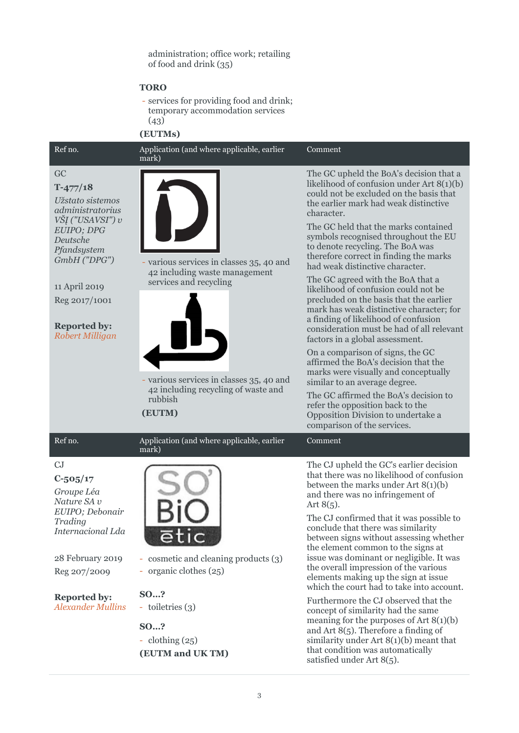administration; office work; retailing of food and drink (35)

**TORO**

- services for providing food and drink; temporary accommodation services (43)

**(EUTMs)**

| Ref no. | Application (and where applicable, earlier mark) | Comment |
| --- | --- | --- |
| GC<br>**T-477/18**<br>*Užstato sistemos administratorius VšĮ ("USAVSI") v EUIPO; DPG Deutsche Pfandsystem GmbH ("DPG")*<br><br>11 April 2019<br>Reg 2017/1001<br><br>**Reported by:** *Robert Milligan* | - various services in classes 35, 40 and 42 including waste management services and recycling<br><br>- various services in classes 35, 40 and 42 including recycling of waste and rubbish<br>**(EUTM)** | The GC upheld the BoA's decision that a likelihood of confusion under Art 8(1)(b) could not be excluded on the basis that the earlier mark had weak distinctive character.<br><br>The GC held that the marks contained symbols recognised throughout the EU to denote recycling. The BoA was therefore correct in finding the marks had weak distinctive character.<br><br>The GC agreed with the BoA that a likelihood of confusion could not be precluded on the basis that the earlier mark has weak distinctive character; for a finding of likelihood of confusion consideration must be had of all relevant factors in a global assessment.<br><br>On a comparison of signs, the GC affirmed the BoA's decision that the marks were visually and conceptually similar to an average degree.<br><br>The GC affirmed the BoA's decision to refer the opposition back to the Opposition Division to undertake a comparison of the services. |

| Ref no. | Application (and where applicable, earlier mark) | Comment |
| --- | --- | --- |
| CJ<br>**C-505/17**<br>*Groupe Léa Nature SA v EUIPO; Debonair Trading Internacional Lda*<br><br>28 February 2019<br>Reg 207/2009<br><br>**Reported by:** *Alexander Mullins* | - cosmetic and cleaning products (3)<br>- organic clothes (25)<br><br>**SO…?**<br>- toiletries (3)<br><br>**SO…?**<br>- clothing (25)<br>**(EUTM and UK TM)** | The CJ upheld the GC's earlier decision that there was no likelihood of confusion between the marks under Art 8(1)(b) and there was no infringement of Art 8(5).<br><br>The CJ confirmed that it was possible to conclude that there was similarity between signs without assessing whether the element common to the signs at issue was dominant or negligible. It was the overall impression of the various elements making up the sign at issue which the court had to take into account.<br><br>Furthermore the CJ observed that the concept of similarity had the same meaning for the purposes of Art 8(1)(b) and Art 8(5). Therefore a finding of similarity under Art 8(1)(b) meant that that condition was automatically satisfied under Art 8(5). |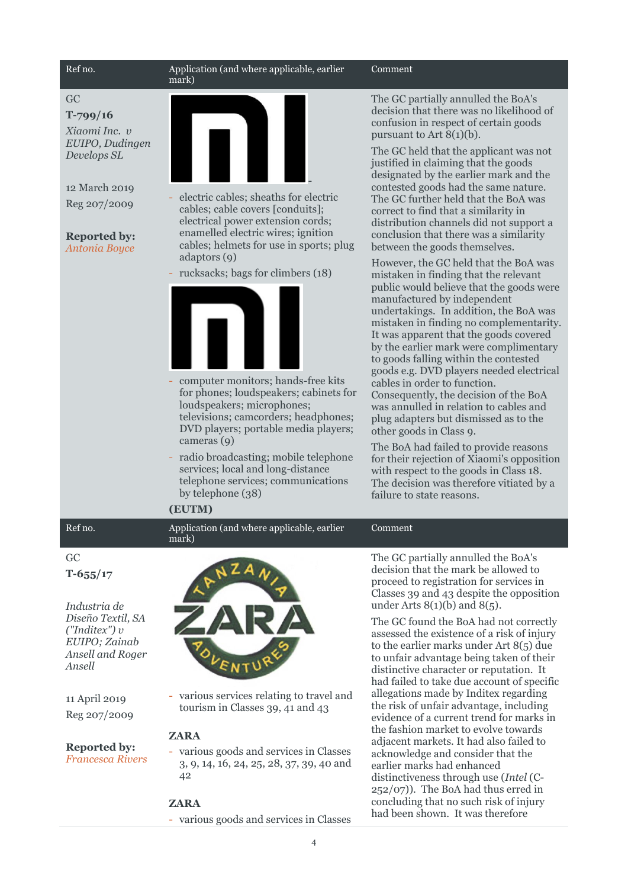| Ref no. | Application (and where applicable, earlier mark) | Comment |
|---|---|---|
| GC<br>**T-799/16**<br>*Xiaomi Inc. v EUIPO, Dudingen Develops SL*<br><br>12 March 2019<br>Reg 207/2009<br><br>**Reported by:** *Antonia Boyce* | - electric cables; sheaths for electric cables; cable covers [conduits]; electrical power extension cords; enamelled electric wires; ignition cables; helmets for use in sports; plug adaptors (9)<br>- rucksacks; bags for climbers (18)<br><br>- computer monitors; hands-free kits for phones; loudspeakers; cabinets for loudspeakers; microphones; televisions; camcorders; headphones; DVD players; portable media players; cameras (9)<br>- radio broadcasting; mobile telephone services; local and long-distance telephone services; communications by telephone (38)<br>**(EUTM)** | The GC partially annulled the BoA's decision that there was no likelihood of confusion in respect of certain goods pursuant to Art 8(1)(b).<br><br>The GC held that the applicant was not justified in claiming that the goods designated by the earlier mark and the contested goods had the same nature. The GC further held that the BoA was correct to find that a similarity in distribution channels did not support a conclusion that there was a similarity between the goods themselves.<br><br>However, the GC held that the BoA was mistaken in finding that the relevant public would believe that the goods were manufactured by independent undertakings. In addition, the BoA was mistaken in finding no complementarity. It was apparent that the goods covered by the earlier mark were complimentary to goods falling within the contested goods e.g. DVD players needed electrical cables in order to function. Consequently, the decision of the BoA was annulled in relation to cables and plug adapters but dismissed as to the other goods in Class 9.<br><br>The BoA had failed to provide reasons for their rejection of Xiaomi's opposition with respect to the goods in Class 18. The decision was therefore vitiated by a failure to state reasons. |

| Ref no. | Application (and where applicable, earlier mark) | Comment |
|---|---|---|
| GC<br>**T-655/17**<br><br>*Industria de Diseño Textil, SA ("Inditex") v EUIPO; Zainab Ansell and Roger Ansell*<br><br>11 April 2019<br>Reg 207/2009<br><br>**Reported by:** *Francesca Rivers* | - various services relating to travel and tourism in Classes 39, 41 and 43<br><br>**ZARA**<br>- various goods and services in Classes 3, 9, 14, 16, 24, 25, 28, 37, 39, 40 and 42<br><br>**ZARA**<br>- various goods and services in Classes | The GC partially annulled the BoA's decision that the mark be allowed to proceed to registration for services in Classes 39 and 43 despite the opposition under Arts 8(1)(b) and 8(5).<br><br>The GC found the BoA had not correctly assessed the existence of a risk of injury to the earlier marks under Art 8(5) due to unfair advantage being taken of their distinctive character or reputation. It had failed to take due account of specific allegations made by Inditex regarding the risk of unfair advantage, including evidence of a current trend for marks in the fashion market to evolve towards adjacent markets. It had also failed to acknowledge and consider that the earlier marks had enhanced distinctiveness through use (*Intel* (C-252/07)). The BoA had thus erred in concluding that no such risk of injury had been shown. It was therefore |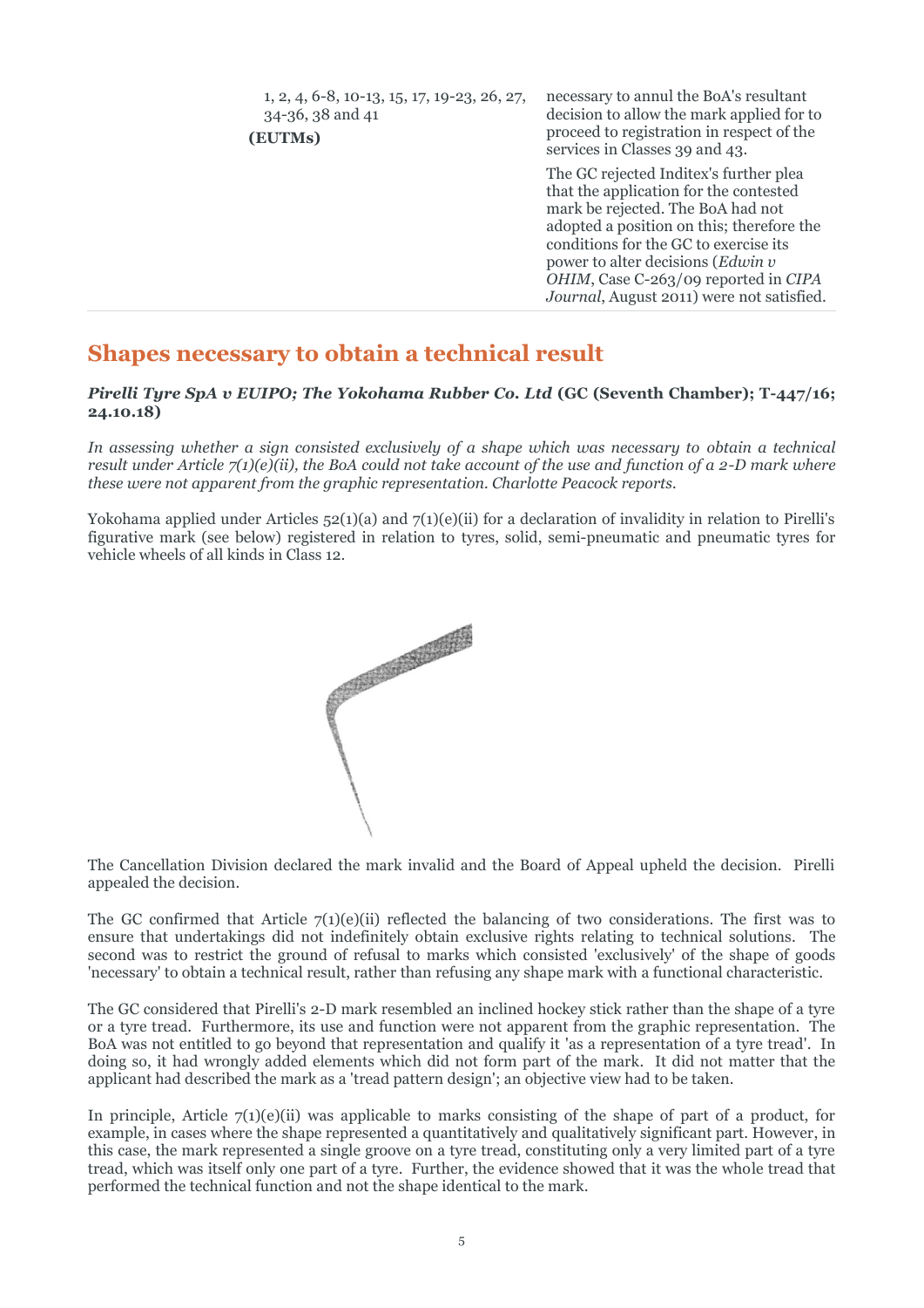| 1, 2, 4, 6-8, 10-13, 15, 17, 19-23, 26, 27, 34-36, 38 and 41 **(EUTMs)** | necessary to annul the BoA's resultant decision to allow the mark applied for to proceed to registration in respect of the services in Classes 39 and 43. The GC rejected Inditex's further plea that the application for the contested mark be rejected. The BoA had not adopted a position on this; therefore the conditions for the GC to exercise its power to alter decisions (*Edwin v OHIM*, Case C-263/09 reported in *CIPA Journal*, August 2011) were not satisfied. |
|---|---|

## Shapes necessary to obtain a technical result

***Pirelli Tyre SpA v EUIPO; The Yokohama Rubber Co. Ltd* (GC (Seventh Chamber); T-447/16; 24.10.18)**

*In assessing whether a sign consisted exclusively of a shape which was necessary to obtain a technical result under Article 7(1)(e)(ii), the BoA could not take account of the use and function of a 2-D mark where these were not apparent from the graphic representation. Charlotte Peacock reports.*

Yokohama applied under Articles 52(1)(a) and 7(1)(e)(ii) for a declaration of invalidity in relation to Pirelli's figurative mark (see below) registered in relation to tyres, solid, semi-pneumatic and pneumatic tyres for vehicle wheels of all kinds in Class 12.

The Cancellation Division declared the mark invalid and the Board of Appeal upheld the decision. Pirelli appealed the decision.

The GC confirmed that Article 7(1)(e)(ii) reflected the balancing of two considerations. The first was to ensure that undertakings did not indefinitely obtain exclusive rights relating to technical solutions. The second was to restrict the ground of refusal to marks which consisted 'exclusively' of the shape of goods 'necessary' to obtain a technical result, rather than refusing any shape mark with a functional characteristic.

The GC considered that Pirelli's 2-D mark resembled an inclined hockey stick rather than the shape of a tyre or a tyre tread. Furthermore, its use and function were not apparent from the graphic representation. The BoA was not entitled to go beyond that representation and qualify it 'as a representation of a tyre tread'. In doing so, it had wrongly added elements which did not form part of the mark. It did not matter that the applicant had described the mark as a 'tread pattern design'; an objective view had to be taken.

In principle, Article 7(1)(e)(ii) was applicable to marks consisting of the shape of part of a product, for example, in cases where the shape represented a quantitatively and qualitatively significant part. However, in this case, the mark represented a single groove on a tyre tread, constituting only a very limited part of a tyre tread, which was itself only one part of a tyre. Further, the evidence showed that it was the whole tread that performed the technical function and not the shape identical to the mark.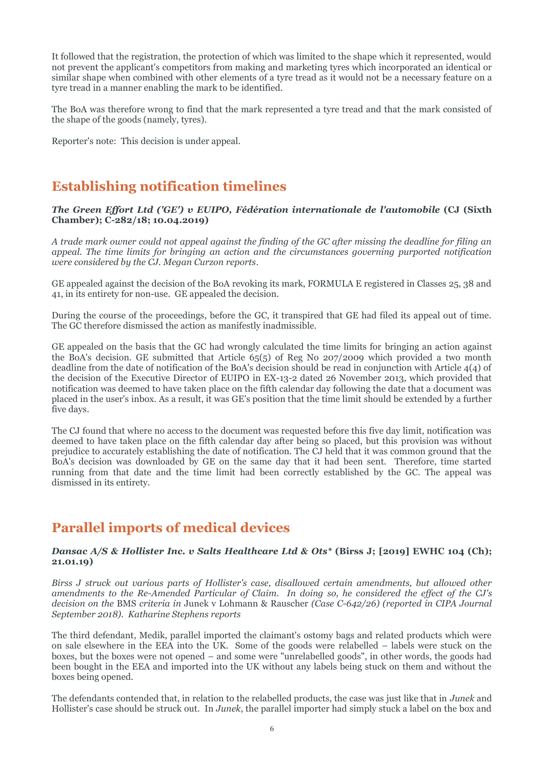It followed that the registration, the protection of which was limited to the shape which it represented, would not prevent the applicant's competitors from making and marketing tyres which incorporated an identical or similar shape when combined with other elements of a tyre tread as it would not be a necessary feature on a tyre tread in a manner enabling the mark to be identified.

The BoA was therefore wrong to find that the mark represented a tyre tread and that the mark consisted of the shape of the goods (namely, tyres).

Reporter's note: This decision is under appeal.

## Establishing notification timelines

***The Green Effort Ltd ('GE') v EUIPO, Fédération internationale de l'automobile* (CJ (Sixth Chamber); C-282/18; 10.04.2019)**

*A trade mark owner could not appeal against the finding of the GC after missing the deadline for filing an appeal. The time limits for bringing an action and the circumstances governing purported notification were considered by the CJ. Megan Curzon reports*.

GE appealed against the decision of the BoA revoking its mark, FORMULA E registered in Classes 25, 38 and 41, in its entirety for non-use. GE appealed the decision.

During the course of the proceedings, before the GC, it transpired that GE had filed its appeal out of time. The GC therefore dismissed the action as manifestly inadmissible.

GE appealed on the basis that the GC had wrongly calculated the time limits for bringing an action against the BoA's decision. GE submitted that Article 65(5) of Reg No 207/2009 which provided a two month deadline from the date of notification of the BoA's decision should be read in conjunction with Article 4(4) of the decision of the Executive Director of EUIPO in EX-13-2 dated 26 November 2013, which provided that notification was deemed to have taken place on the fifth calendar day following the date that a document was placed in the user's inbox. As a result, it was GE's position that the time limit should be extended by a further five days.

The CJ found that where no access to the document was requested before this five day limit, notification was deemed to have taken place on the fifth calendar day after being so placed, but this provision was without prejudice to accurately establishing the date of notification. The CJ held that it was common ground that the BoA's decision was downloaded by GE on the same day that it had been sent. Therefore, time started running from that date and the time limit had been correctly established by the GC. The appeal was dismissed in its entirety.

## Parallel imports of medical devices

***Dansac A/S & Hollister Inc. v Salts Healthcare Ltd & Ots\** (Birss J; [2019] EWHC 104 (Ch); 21.01.19)**

*Birss J struck out various parts of Hollister's case, disallowed certain amendments, but allowed other amendments to the Re-Amended Particular of Claim. In doing so, he considered the effect of the CJ's decision on the* BMS *criteria in* Junek v Lohmann & Rauscher *(Case C-642/26) (reported in CIPA Journal September 2018). Katharine Stephens reports*

The third defendant, Medik, parallel imported the claimant's ostomy bags and related products which were on sale elsewhere in the EEA into the UK. Some of the goods were relabelled – labels were stuck on the boxes, but the boxes were not opened – and some were "unrelabelled goods", in other words, the goods had been bought in the EEA and imported into the UK without any labels being stuck on them and without the boxes being opened.

The defendants contended that, in relation to the relabelled products, the case was just like that in *Junek* and Hollister's case should be struck out. In *Junek*, the parallel importer had simply stuck a label on the box and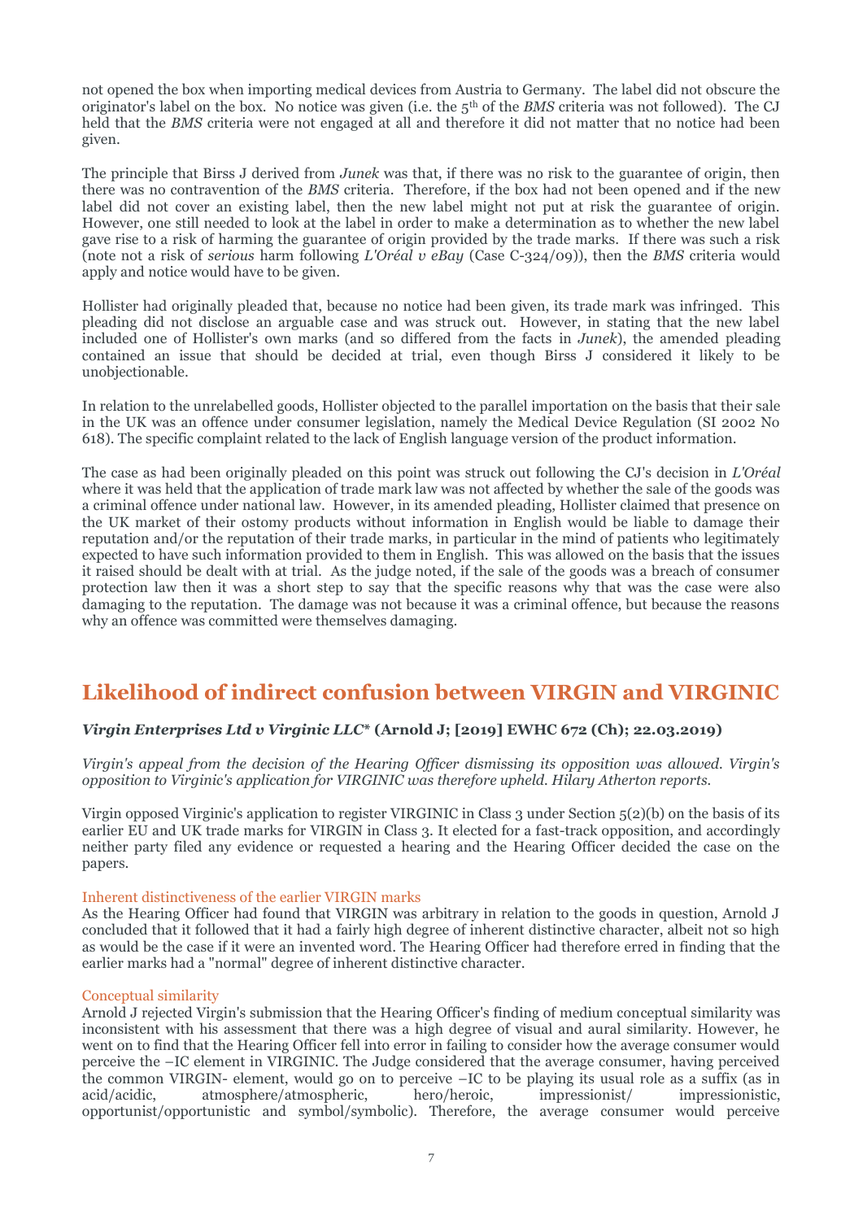not opened the box when importing medical devices from Austria to Germany. The label did not obscure the originator's label on the box. No notice was given (i.e. the 5th of the *BMS* criteria was not followed). The CJ held that the *BMS* criteria were not engaged at all and therefore it did not matter that no notice had been given.

The principle that Birss J derived from *Junek* was that, if there was no risk to the guarantee of origin, then there was no contravention of the *BMS* criteria. Therefore, if the box had not been opened and if the new label did not cover an existing label, then the new label might not put at risk the guarantee of origin. However, one still needed to look at the label in order to make a determination as to whether the new label gave rise to a risk of harming the guarantee of origin provided by the trade marks. If there was such a risk (note not a risk of *serious* harm following *L'Oréal v eBay* (Case C-324/09)), then the *BMS* criteria would apply and notice would have to be given.

Hollister had originally pleaded that, because no notice had been given, its trade mark was infringed. This pleading did not disclose an arguable case and was struck out. However, in stating that the new label included one of Hollister's own marks (and so differed from the facts in *Junek*), the amended pleading contained an issue that should be decided at trial, even though Birss J considered it likely to be unobjectionable.

In relation to the unrelabelled goods, Hollister objected to the parallel importation on the basis that their sale in the UK was an offence under consumer legislation, namely the Medical Device Regulation (SI 2002 No 618). The specific complaint related to the lack of English language version of the product information.

The case as had been originally pleaded on this point was struck out following the CJ's decision in *L'Oréal* where it was held that the application of trade mark law was not affected by whether the sale of the goods was a criminal offence under national law. However, in its amended pleading, Hollister claimed that presence on the UK market of their ostomy products without information in English would be liable to damage their reputation and/or the reputation of their trade marks, in particular in the mind of patients who legitimately expected to have such information provided to them in English. This was allowed on the basis that the issues it raised should be dealt with at trial. As the judge noted, if the sale of the goods was a breach of consumer protection law then it was a short step to say that the specific reasons why that was the case were also damaging to the reputation. The damage was not because it was a criminal offence, but because the reasons why an offence was committed were themselves damaging.

## Likelihood of indirect confusion between VIRGIN and VIRGINIC

### *Virgin Enterprises Ltd v Virginic LLC*\* (Arnold J; [2019] EWHC 672 (Ch); 22.03.2019)

*Virgin's appeal from the decision of the Hearing Officer dismissing its opposition was allowed. Virgin's opposition to Virginic's application for VIRGINIC was therefore upheld. Hilary Atherton reports.*

Virgin opposed Virginic's application to register VIRGINIC in Class 3 under Section 5(2)(b) on the basis of its earlier EU and UK trade marks for VIRGIN in Class 3. It elected for a fast-track opposition, and accordingly neither party filed any evidence or requested a hearing and the Hearing Officer decided the case on the papers.

#### Inherent distinctiveness of the earlier VIRGIN marks

As the Hearing Officer had found that VIRGIN was arbitrary in relation to the goods in question, Arnold J concluded that it followed that it had a fairly high degree of inherent distinctive character, albeit not so high as would be the case if it were an invented word. The Hearing Officer had therefore erred in finding that the earlier marks had a "normal" degree of inherent distinctive character.

#### Conceptual similarity

Arnold J rejected Virgin's submission that the Hearing Officer's finding of medium conceptual similarity was inconsistent with his assessment that there was a high degree of visual and aural similarity. However, he went on to find that the Hearing Officer fell into error in failing to consider how the average consumer would perceive the –IC element in VIRGINIC. The Judge considered that the average consumer, having perceived the common VIRGIN- element, would go on to perceive –IC to be playing its usual role as a suffix (as in acid/acidic, atmosphere/atmospheric, hero/heroic, impressionist/ impressionistic, opportunist/opportunistic and symbol/symbolic). Therefore, the average consumer would perceive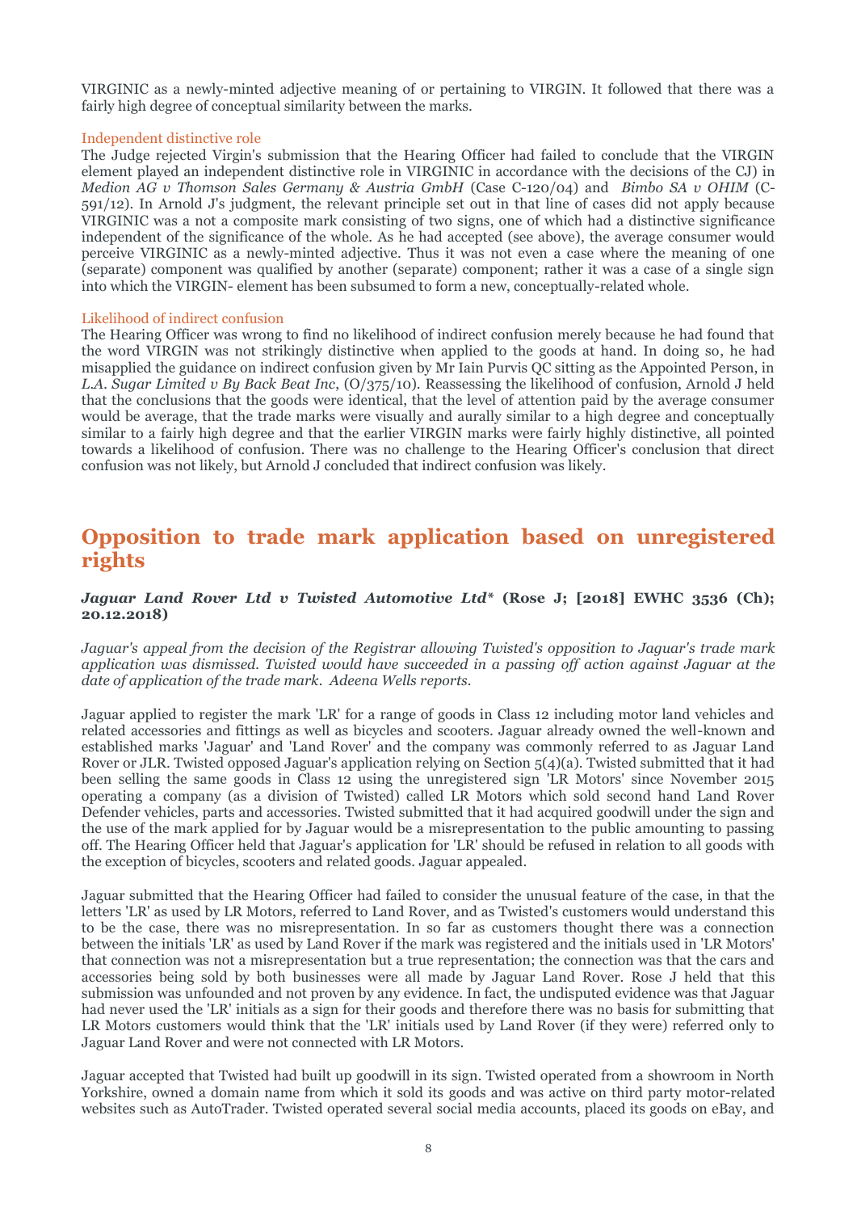VIRGINIC as a newly-minted adjective meaning of or pertaining to VIRGIN. It followed that there was a fairly high degree of conceptual similarity between the marks.

### Independent distinctive role

The Judge rejected Virgin's submission that the Hearing Officer had failed to conclude that the VIRGIN element played an independent distinctive role in VIRGINIC in accordance with the decisions of the CJ) in *Medion AG v Thomson Sales Germany & Austria GmbH* (Case C-120/04) and *Bimbo SA v OHIM* (C-591/12). In Arnold J's judgment, the relevant principle set out in that line of cases did not apply because VIRGINIC was a not a composite mark consisting of two signs, one of which had a distinctive significance independent of the significance of the whole. As he had accepted (see above), the average consumer would perceive VIRGINIC as a newly-minted adjective. Thus it was not even a case where the meaning of one (separate) component was qualified by another (separate) component; rather it was a case of a single sign into which the VIRGIN- element has been subsumed to form a new, conceptually-related whole.

### Likelihood of indirect confusion

The Hearing Officer was wrong to find no likelihood of indirect confusion merely because he had found that the word VIRGIN was not strikingly distinctive when applied to the goods at hand. In doing so, he had misapplied the guidance on indirect confusion given by Mr Iain Purvis QC sitting as the Appointed Person, in *L.A. Sugar Limited v By Back Beat Inc*, (O/375/10). Reassessing the likelihood of confusion, Arnold J held that the conclusions that the goods were identical, that the level of attention paid by the average consumer would be average, that the trade marks were visually and aurally similar to a high degree and conceptually similar to a fairly high degree and that the earlier VIRGIN marks were fairly highly distinctive, all pointed towards a likelihood of confusion. There was no challenge to the Hearing Officer's conclusion that direct confusion was not likely, but Arnold J concluded that indirect confusion was likely.

## Opposition to trade mark application based on unregistered rights

***Jaguar Land Rover Ltd v Twisted Automotive Ltd\**** **(Rose J; [2018] EWHC 3536 (Ch); 20.12.2018)**

*Jaguar's appeal from the decision of the Registrar allowing Twisted's opposition to Jaguar's trade mark application was dismissed. Twisted would have succeeded in a passing off action against Jaguar at the date of application of the trade mark. Adeena Wells reports.*

Jaguar applied to register the mark 'LR' for a range of goods in Class 12 including motor land vehicles and related accessories and fittings as well as bicycles and scooters. Jaguar already owned the well-known and established marks 'Jaguar' and 'Land Rover' and the company was commonly referred to as Jaguar Land Rover or JLR. Twisted opposed Jaguar's application relying on Section 5(4)(a). Twisted submitted that it had been selling the same goods in Class 12 using the unregistered sign 'LR Motors' since November 2015 operating a company (as a division of Twisted) called LR Motors which sold second hand Land Rover Defender vehicles, parts and accessories. Twisted submitted that it had acquired goodwill under the sign and the use of the mark applied for by Jaguar would be a misrepresentation to the public amounting to passing off. The Hearing Officer held that Jaguar's application for 'LR' should be refused in relation to all goods with the exception of bicycles, scooters and related goods. Jaguar appealed.

Jaguar submitted that the Hearing Officer had failed to consider the unusual feature of the case, in that the letters 'LR' as used by LR Motors, referred to Land Rover, and as Twisted's customers would understand this to be the case, there was no misrepresentation. In so far as customers thought there was a connection between the initials 'LR' as used by Land Rover if the mark was registered and the initials used in 'LR Motors' that connection was not a misrepresentation but a true representation; the connection was that the cars and accessories being sold by both businesses were all made by Jaguar Land Rover. Rose J held that this submission was unfounded and not proven by any evidence. In fact, the undisputed evidence was that Jaguar had never used the 'LR' initials as a sign for their goods and therefore there was no basis for submitting that LR Motors customers would think that the 'LR' initials used by Land Rover (if they were) referred only to Jaguar Land Rover and were not connected with LR Motors.

Jaguar accepted that Twisted had built up goodwill in its sign. Twisted operated from a showroom in North Yorkshire, owned a domain name from which it sold its goods and was active on third party motor-related websites such as AutoTrader. Twisted operated several social media accounts, placed its goods on eBay, and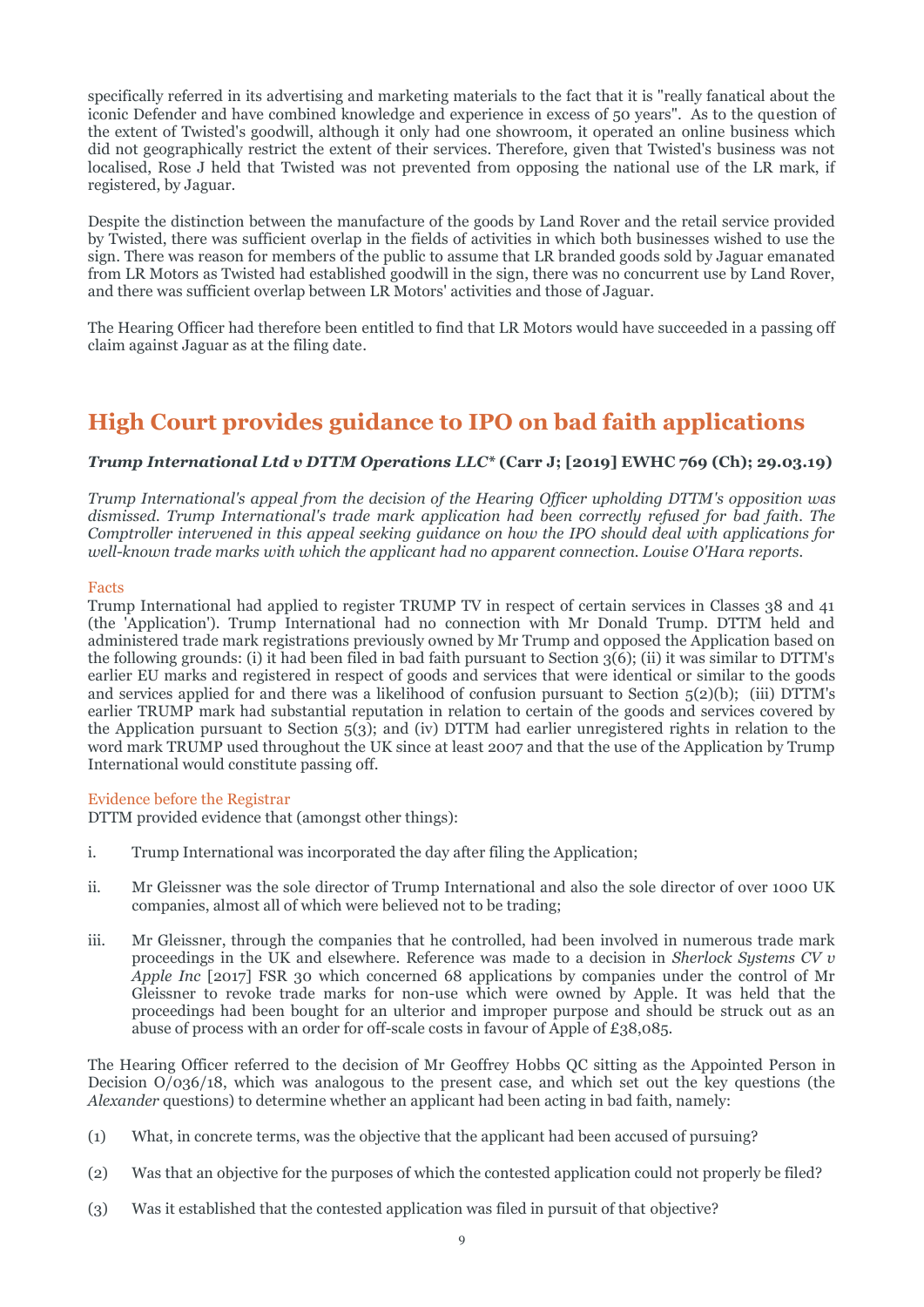specifically referred in its advertising and marketing materials to the fact that it is "really fanatical about the iconic Defender and have combined knowledge and experience in excess of 50 years". As to the question of the extent of Twisted's goodwill, although it only had one showroom, it operated an online business which did not geographically restrict the extent of their services. Therefore, given that Twisted's business was not localised, Rose J held that Twisted was not prevented from opposing the national use of the LR mark, if registered, by Jaguar.

Despite the distinction between the manufacture of the goods by Land Rover and the retail service provided by Twisted, there was sufficient overlap in the fields of activities in which both businesses wished to use the sign. There was reason for members of the public to assume that LR branded goods sold by Jaguar emanated from LR Motors as Twisted had established goodwill in the sign, there was no concurrent use by Land Rover, and there was sufficient overlap between LR Motors' activities and those of Jaguar.

The Hearing Officer had therefore been entitled to find that LR Motors would have succeeded in a passing off claim against Jaguar as at the filing date.

## High Court provides guidance to IPO on bad faith applications

***Trump International Ltd v DTTM Operations LLC*\* (Carr J; [2019] EWHC 769 (Ch); 29.03.19)**

*Trump International's appeal from the decision of the Hearing Officer upholding DTTM's opposition was dismissed. Trump International's trade mark application had been correctly refused for bad faith. The Comptroller intervened in this appeal seeking guidance on how the IPO should deal with applications for well-known trade marks with which the applicant had no apparent connection. Louise O'Hara reports.*

### Facts

Trump International had applied to register TRUMP TV in respect of certain services in Classes 38 and 41 (the 'Application'). Trump International had no connection with Mr Donald Trump. DTTM held and administered trade mark registrations previously owned by Mr Trump and opposed the Application based on the following grounds: (i) it had been filed in bad faith pursuant to Section 3(6); (ii) it was similar to DTTM's earlier EU marks and registered in respect of goods and services that were identical or similar to the goods and services applied for and there was a likelihood of confusion pursuant to Section 5(2)(b); (iii) DTTM's earlier TRUMP mark had substantial reputation in relation to certain of the goods and services covered by the Application pursuant to Section 5(3); and (iv) DTTM had earlier unregistered rights in relation to the word mark TRUMP used throughout the UK since at least 2007 and that the use of the Application by Trump International would constitute passing off.

### Evidence before the Registrar

DTTM provided evidence that (amongst other things):

i. Trump International was incorporated the day after filing the Application;

ii. Mr Gleissner was the sole director of Trump International and also the sole director of over 1000 UK companies, almost all of which were believed not to be trading;

iii. Mr Gleissner, through the companies that he controlled, had been involved in numerous trade mark proceedings in the UK and elsewhere. Reference was made to a decision in *Sherlock Systems CV v Apple Inc* [2017] FSR 30 which concerned 68 applications by companies under the control of Mr Gleissner to revoke trade marks for non-use which were owned by Apple. It was held that the proceedings had been bought for an ulterior and improper purpose and should be struck out as an abuse of process with an order for off-scale costs in favour of Apple of £38,085.

The Hearing Officer referred to the decision of Mr Geoffrey Hobbs QC sitting as the Appointed Person in Decision O/036/18, which was analogous to the present case, and which set out the key questions (the *Alexander* questions) to determine whether an applicant had been acting in bad faith, namely:

(1) What, in concrete terms, was the objective that the applicant had been accused of pursuing?

(2) Was that an objective for the purposes of which the contested application could not properly be filed?

(3) Was it established that the contested application was filed in pursuit of that objective?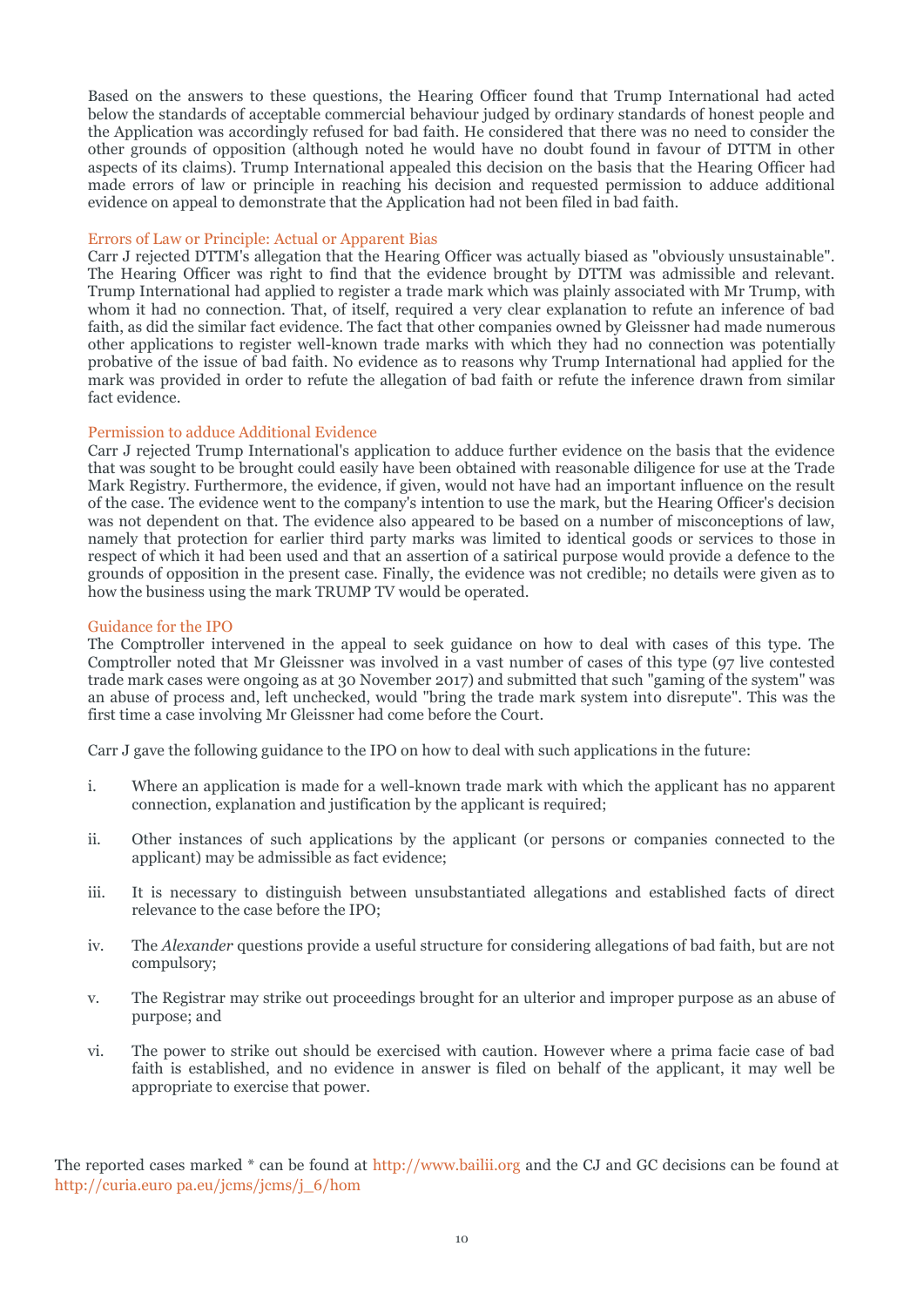Based on the answers to these questions, the Hearing Officer found that Trump International had acted below the standards of acceptable commercial behaviour judged by ordinary standards of honest people and the Application was accordingly refused for bad faith. He considered that there was no need to consider the other grounds of opposition (although noted he would have no doubt found in favour of DTTM in other aspects of its claims). Trump International appealed this decision on the basis that the Hearing Officer had made errors of law or principle in reaching his decision and requested permission to adduce additional evidence on appeal to demonstrate that the Application had not been filed in bad faith.

### Errors of Law or Principle: Actual or Apparent Bias

Carr J rejected DTTM's allegation that the Hearing Officer was actually biased as "obviously unsustainable". The Hearing Officer was right to find that the evidence brought by DTTM was admissible and relevant. Trump International had applied to register a trade mark which was plainly associated with Mr Trump, with whom it had no connection. That, of itself, required a very clear explanation to refute an inference of bad faith, as did the similar fact evidence. The fact that other companies owned by Gleissner had made numerous other applications to register well-known trade marks with which they had no connection was potentially probative of the issue of bad faith. No evidence as to reasons why Trump International had applied for the mark was provided in order to refute the allegation of bad faith or refute the inference drawn from similar fact evidence.

### Permission to adduce Additional Evidence

Carr J rejected Trump International's application to adduce further evidence on the basis that the evidence that was sought to be brought could easily have been obtained with reasonable diligence for use at the Trade Mark Registry. Furthermore, the evidence, if given, would not have had an important influence on the result of the case. The evidence went to the company's intention to use the mark, but the Hearing Officer's decision was not dependent on that. The evidence also appeared to be based on a number of misconceptions of law, namely that protection for earlier third party marks was limited to identical goods or services to those in respect of which it had been used and that an assertion of a satirical purpose would provide a defence to the grounds of opposition in the present case. Finally, the evidence was not credible; no details were given as to how the business using the mark TRUMP TV would be operated.

### Guidance for the IPO

The Comptroller intervened in the appeal to seek guidance on how to deal with cases of this type. The Comptroller noted that Mr Gleissner was involved in a vast number of cases of this type (97 live contested trade mark cases were ongoing as at 30 November 2017) and submitted that such "gaming of the system" was an abuse of process and, left unchecked, would "bring the trade mark system into disrepute". This was the first time a case involving Mr Gleissner had come before the Court.

Carr J gave the following guidance to the IPO on how to deal with such applications in the future:

i. Where an application is made for a well-known trade mark with which the applicant has no apparent connection, explanation and justification by the applicant is required;

ii. Other instances of such applications by the applicant (or persons or companies connected to the applicant) may be admissible as fact evidence;

iii. It is necessary to distinguish between unsubstantiated allegations and established facts of direct relevance to the case before the IPO;

iv. The *Alexander* questions provide a useful structure for considering allegations of bad faith, but are not compulsory;

v. The Registrar may strike out proceedings brought for an ulterior and improper purpose as an abuse of purpose; and

vi. The power to strike out should be exercised with caution. However where a prima facie case of bad faith is established, and no evidence in answer is filed on behalf of the applicant, it may well be appropriate to exercise that power.

The reported cases marked * can be found at http://www.bailii.org and the CJ and GC decisions can be found at http://curia.euro pa.eu/jcms/jcms/j_6/hom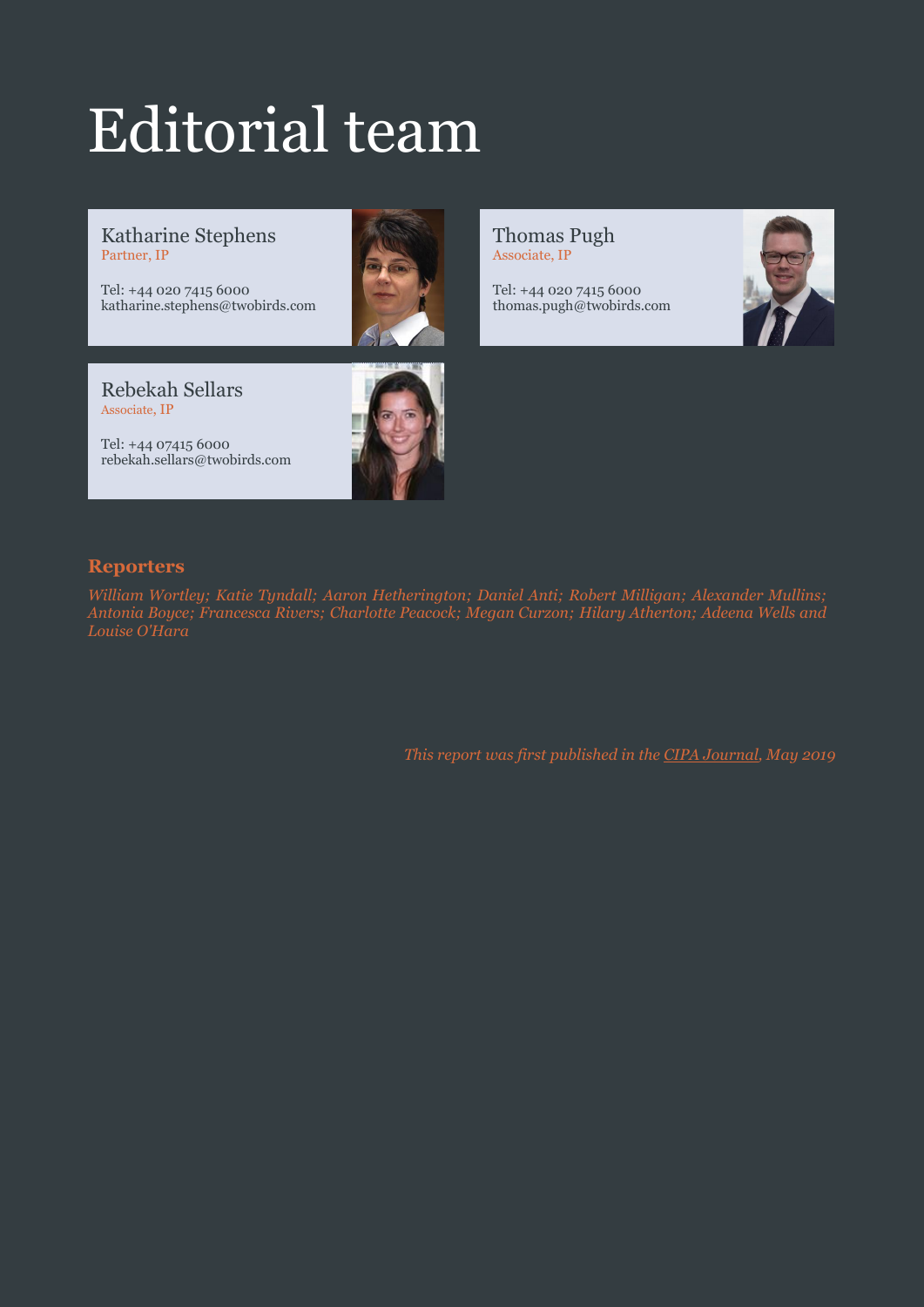# Editorial team

Katharine Stephens
Partner, IP

Tel: +44 020 7415 6000
katharine.stephens@twobirds.com

Thomas Pugh
Associate, IP

Tel: +44 020 7415 6000
thomas.pugh@twobirds.com

Rebekah Sellars
Associate, IP

Tel: +44 07415 6000
rebekah.sellars@twobirds.com

**Reporters**

*William Wortley; Katie Tyndall; Aaron Hetherington; Daniel Anti; Robert Milligan; Alexander Mullins; Antonia Boyce; Francesca Rivers; Charlotte Peacock; Megan Curzon; Hilary Atherton; Adeena Wells and Louise O'Hara*

*This report was first published in the CIPA Journal, May 2019*